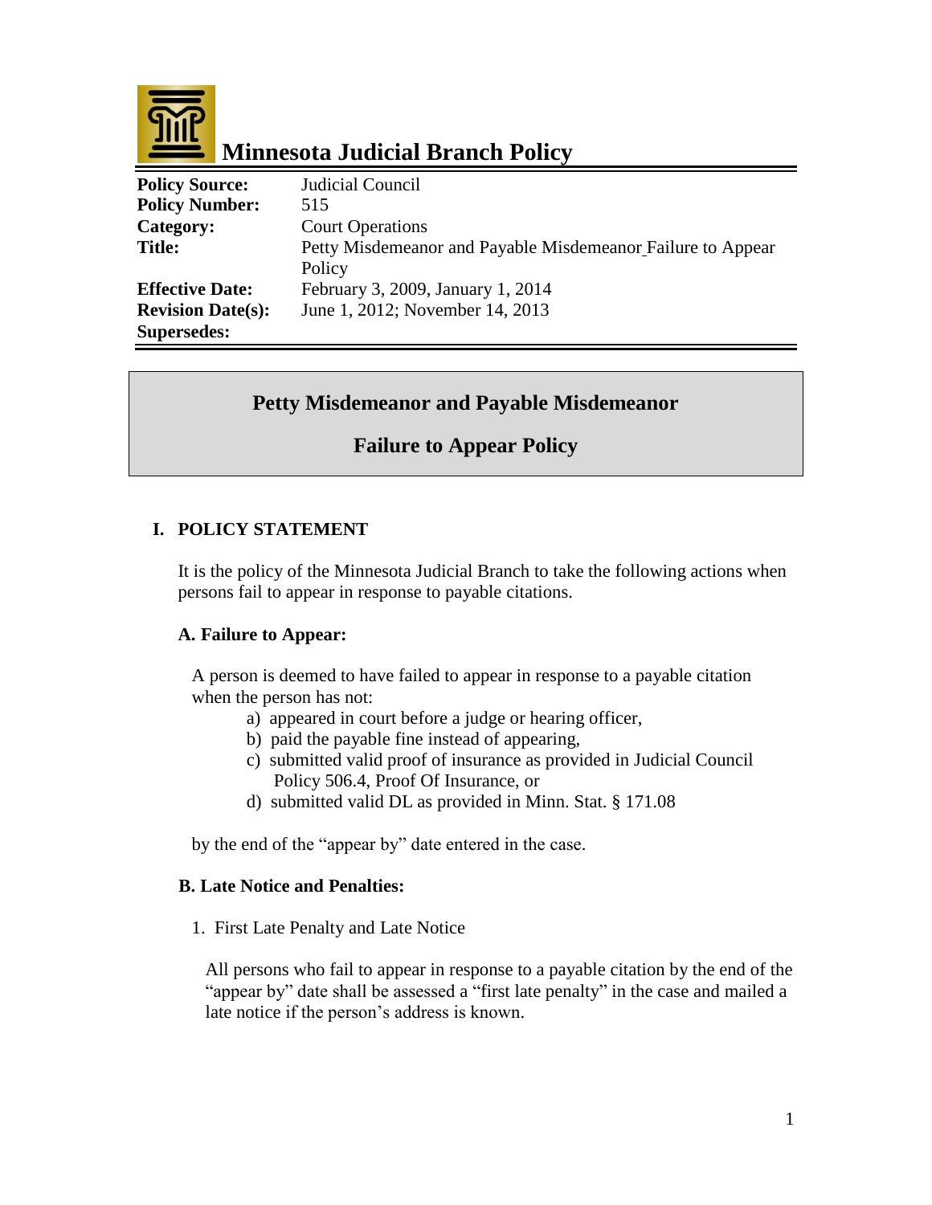# Minnesota Judicial Branch Policy

| | |
|---|---|
| **Policy Source:** | Judicial Council |
| **Policy Number:** | 515 |
| **Category:** | Court Operations |
| **Title:** | Petty Misdemeanor and Payable Misdemeanor Failure to Appear Policy |
| **Effective Date:** | February 3, 2009, January 1, 2014 |
| **Revision Date(s):** | June 1, 2012; November 14, 2013 |
| **Supersedes:** | |

## Petty Misdemeanor and Payable Misdemeanor

## Failure to Appear Policy

### I. POLICY STATEMENT

It is the policy of the Minnesota Judicial Branch to take the following actions when persons fail to appear in response to payable citations.

#### A. Failure to Appear:

A person is deemed to have failed to appear in response to a payable citation when the person has not:

a) appeared in court before a judge or hearing officer,
b) paid the payable fine instead of appearing,
c) submitted valid proof of insurance as provided in Judicial Council Policy 506.4, Proof Of Insurance, or
d) submitted valid DL as provided in Minn. Stat. § 171.08

by the end of the "appear by" date entered in the case.

#### B. Late Notice and Penalties:

1. First Late Penalty and Late Notice

All persons who fail to appear in response to a payable citation by the end of the "appear by" date shall be assessed a "first late penalty" in the case and mailed a late notice if the person's address is known.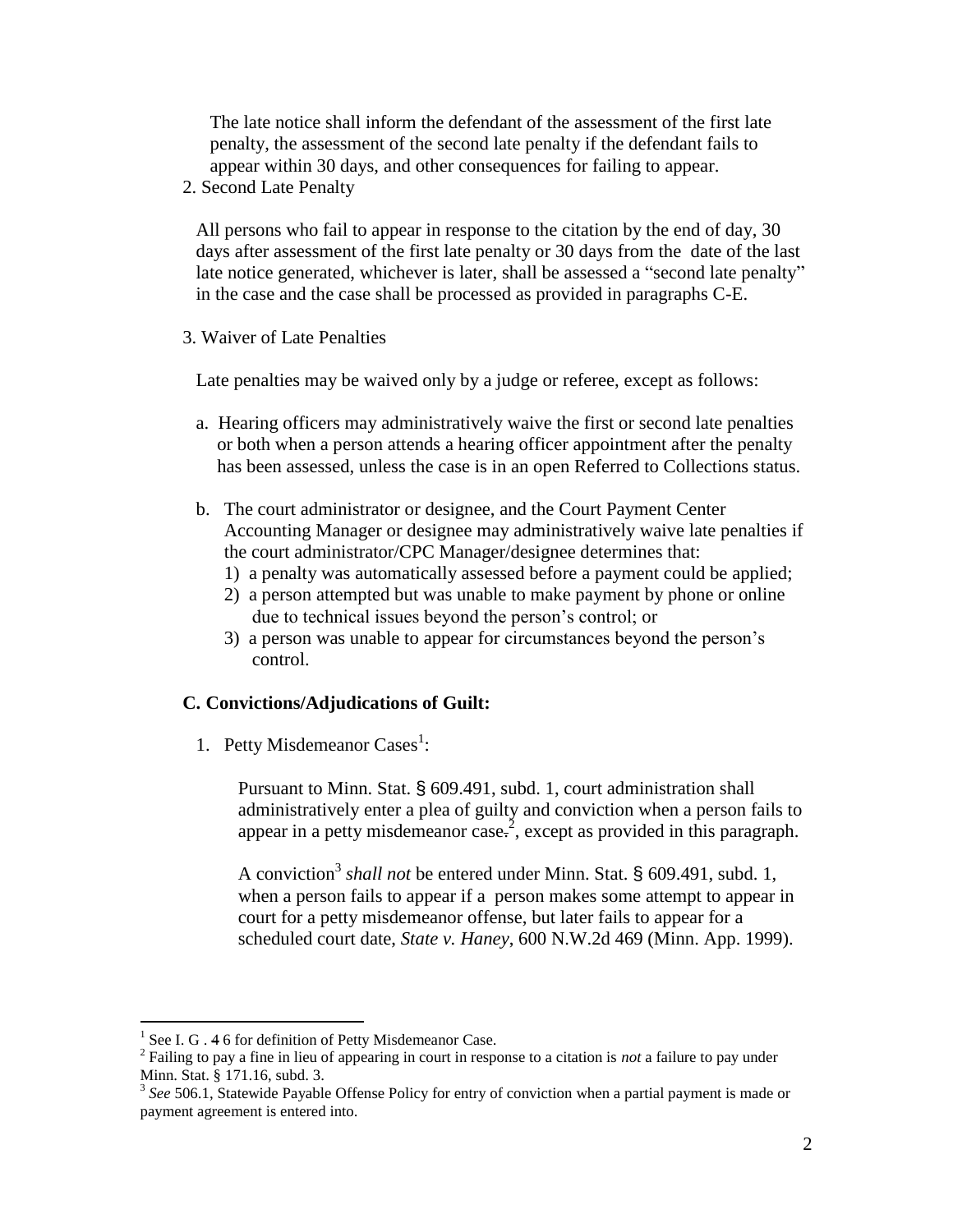The late notice shall inform the defendant of the assessment of the first late penalty, the assessment of the second late penalty if the defendant fails to appear within 30 days, and other consequences for failing to appear.

2. Second Late Penalty

All persons who fail to appear in response to the citation by the end of day, 30 days after assessment of the first late penalty or 30 days from the date of the last late notice generated, whichever is later, shall be assessed a "second late penalty" in the case and the case shall be processed as provided in paragraphs C-E.

3. Waiver of Late Penalties

Late penalties may be waived only by a judge or referee, except as follows:

a. Hearing officers may administratively waive the first or second late penalties or both when a person attends a hearing officer appointment after the penalty has been assessed, unless the case is in an open Referred to Collections status.

b. The court administrator or designee, and the Court Payment Center Accounting Manager or designee may administratively waive late penalties if the court administrator/CPC Manager/designee determines that:
   1) a penalty was automatically assessed before a payment could be applied;
   2) a person attempted but was unable to make payment by phone or online due to technical issues beyond the person's control; or
   3) a person was unable to appear for circumstances beyond the person's control.

### C. Convictions/Adjudications of Guilt:

1. Petty Misdemeanor Cases[1]:

Pursuant to Minn. Stat. § 609.491, subd. 1, court administration shall administratively enter a plea of guilty and conviction when a person fails to appear in a petty misdemeanor case.[2], except as provided in this paragraph.

A conviction[3] *shall not* be entered under Minn. Stat. § 609.491, subd. 1, when a person fails to appear if a person makes some attempt to appear in court for a petty misdemeanor offense, but later fails to appear for a scheduled court date, *State v. Haney*, 600 N.W.2d 469 (Minn. App. 1999).

---

[1] See I. G . 4 6 for definition of Petty Misdemeanor Case.

[2] Failing to pay a fine in lieu of appearing in court in response to a citation is *not* a failure to pay under Minn. Stat. § 171.16, subd. 3.

[3] *See* 506.1, Statewide Payable Offense Policy for entry of conviction when a partial payment is made or payment agreement is entered into.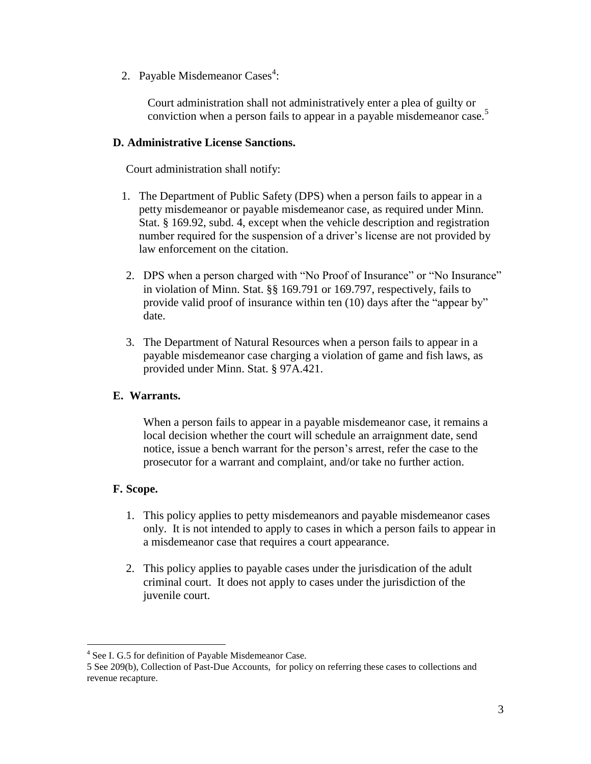2. Payable Misdemeanor Cases[4]:

   Court administration shall not administratively enter a plea of guilty or conviction when a person fails to appear in a payable misdemeanor case.[5]

**D. Administrative License Sanctions.**

Court administration shall notify:

1. The Department of Public Safety (DPS) when a person fails to appear in a petty misdemeanor or payable misdemeanor case, as required under Minn. Stat. § 169.92, subd. 4, except when the vehicle description and registration number required for the suspension of a driver's license are not provided by law enforcement on the citation.

2. DPS when a person charged with "No Proof of Insurance" or "No Insurance" in violation of Minn. Stat. §§ 169.791 or 169.797, respectively, fails to provide valid proof of insurance within ten (10) days after the "appear by" date.

3. The Department of Natural Resources when a person fails to appear in a payable misdemeanor case charging a violation of game and fish laws, as provided under Minn. Stat. § 97A.421.

**E. Warrants.**

When a person fails to appear in a payable misdemeanor case, it remains a local decision whether the court will schedule an arraignment date, send notice, issue a bench warrant for the person's arrest, refer the case to the prosecutor for a warrant and complaint, and/or take no further action.

**F. Scope.**

1. This policy applies to petty misdemeanors and payable misdemeanor cases only. It is not intended to apply to cases in which a person fails to appear in a misdemeanor case that requires a court appearance.

2. This policy applies to payable cases under the jurisdication of the adult criminal court. It does not apply to cases under the jurisdiction of the juvenile court.

---

[4] See I. G.5 for definition of Payable Misdemeanor Case.

[5] See 209(b), Collection of Past-Due Accounts, for policy on referring these cases to collections and revenue recapture.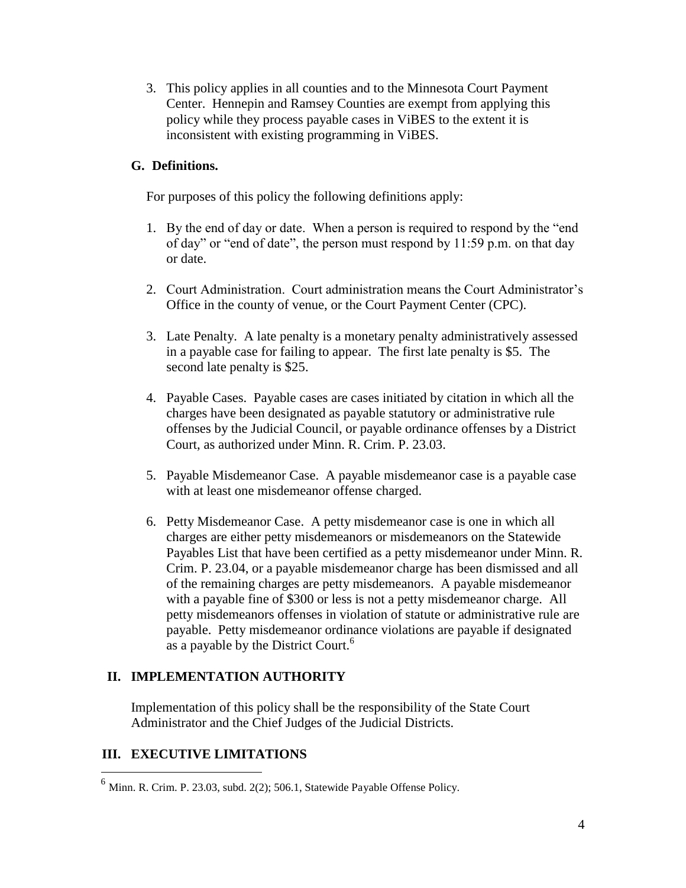3. This policy applies in all counties and to the Minnesota Court Payment Center. Hennepin and Ramsey Counties are exempt from applying this policy while they process payable cases in ViBES to the extent it is inconsistent with existing programming in ViBES.

### G. Definitions.

For purposes of this policy the following definitions apply:

1. By the end of day or date. When a person is required to respond by the "end of day" or "end of date", the person must respond by 11:59 p.m. on that day or date.

2. Court Administration. Court administration means the Court Administrator's Office in the county of venue, or the Court Payment Center (CPC).

3. Late Penalty. A late penalty is a monetary penalty administratively assessed in a payable case for failing to appear. The first late penalty is $5. The second late penalty is $25.

4. Payable Cases. Payable cases are cases initiated by citation in which all the charges have been designated as payable statutory or administrative rule offenses by the Judicial Council, or payable ordinance offenses by a District Court, as authorized under Minn. R. Crim. P. 23.03.

5. Payable Misdemeanor Case. A payable misdemeanor case is a payable case with at least one misdemeanor offense charged.

6. Petty Misdemeanor Case. A petty misdemeanor case is one in which all charges are either petty misdemeanors or misdemeanors on the Statewide Payables List that have been certified as a petty misdemeanor under Minn. R. Crim. P. 23.04, or a payable misdemeanor charge has been dismissed and all of the remaining charges are petty misdemeanors. A payable misdemeanor with a payable fine of $300 or less is not a petty misdemeanor charge. All petty misdemeanors offenses in violation of statute or administrative rule are payable. Petty misdemeanor ordinance violations are payable if designated as a payable by the District Court.[6]

## II. IMPLEMENTATION AUTHORITY

Implementation of this policy shall be the responsibility of the State Court Administrator and the Chief Judges of the Judicial Districts.

## III. EXECUTIVE LIMITATIONS

---

[6] Minn. R. Crim. P. 23.03, subd. 2(2); 506.1, Statewide Payable Offense Policy.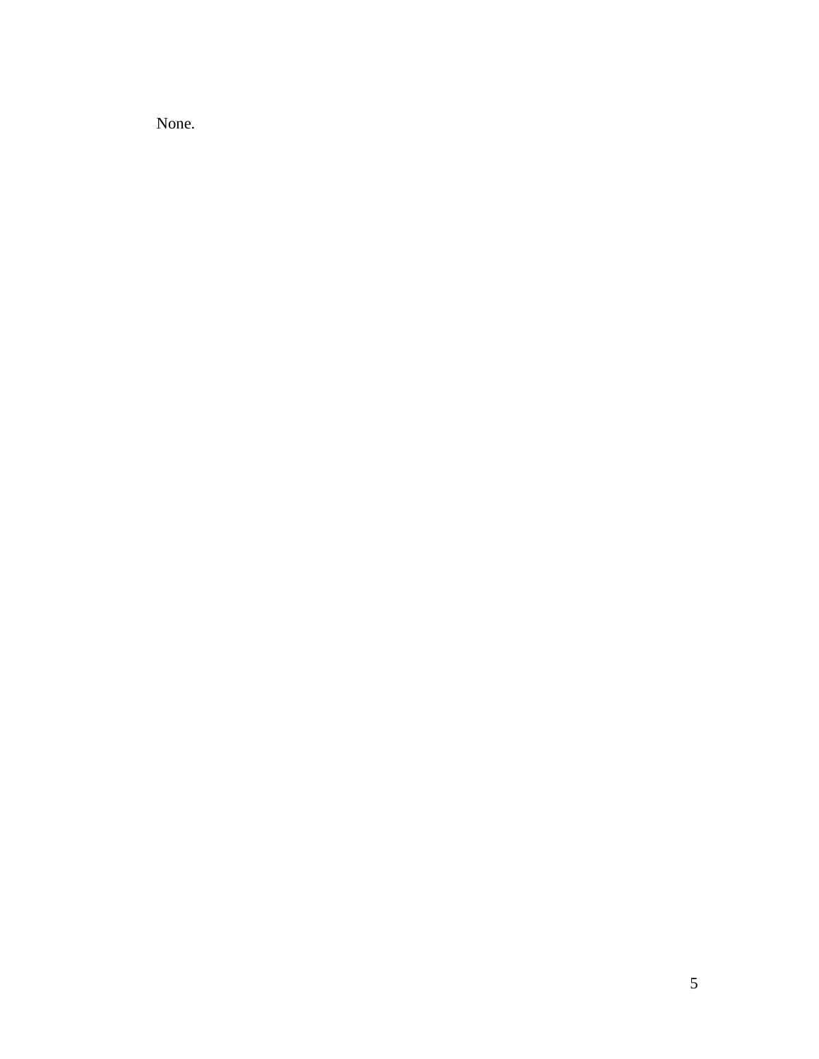None.